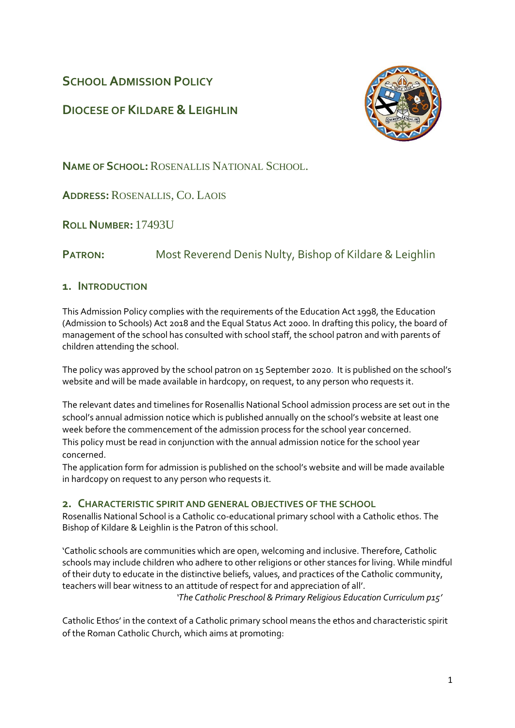# School Admission Policy

# Diocese of Kildare & Leighlin

**Name of School:** Rosenallis National School.

**Address:** Rosenallis, Co. Laois

**Roll Number:** 17493U

**Patron:** Most Reverend Denis Nulty, Bishop of Kildare & Leighlin

## 1. Introduction

This Admission Policy complies with the requirements of the Education Act 1998, the Education (Admission to Schools) Act 2018 and the Equal Status Act 2000. In drafting this policy, the board of management of the school has consulted with school staff, the school patron and with parents of children attending the school.

The policy was approved by the school patron on 15 September 2020. It is published on the school's website and will be made available in hardcopy, on request, to any person who requests it.

The relevant dates and timelines for Rosenallis National School admission process are set out in the school's annual admission notice which is published annually on the school's website at least one week before the commencement of the admission process for the school year concerned.
This policy must be read in conjunction with the annual admission notice for the school year concerned.
The application form for admission is published on the school's website and will be made available in hardcopy on request to any person who requests it.

## 2. Characteristic spirit and general objectives of the school

Rosenallis National School is a Catholic co-educational primary school with a Catholic ethos. The Bishop of Kildare & Leighlin is the Patron of this school.

'Catholic schools are communities which are open, welcoming and inclusive. Therefore, Catholic schools may include children who adhere to other religions or other stances for living. While mindful of their duty to educate in the distinctive beliefs, values, and practices of the Catholic community, teachers will bear witness to an attitude of respect for and appreciation of all'.
*'The Catholic Preschool & Primary Religious Education Curriculum p15'*

Catholic Ethos' in the context of a Catholic primary school means the ethos and characteristic spirit of the Roman Catholic Church, which aims at promoting: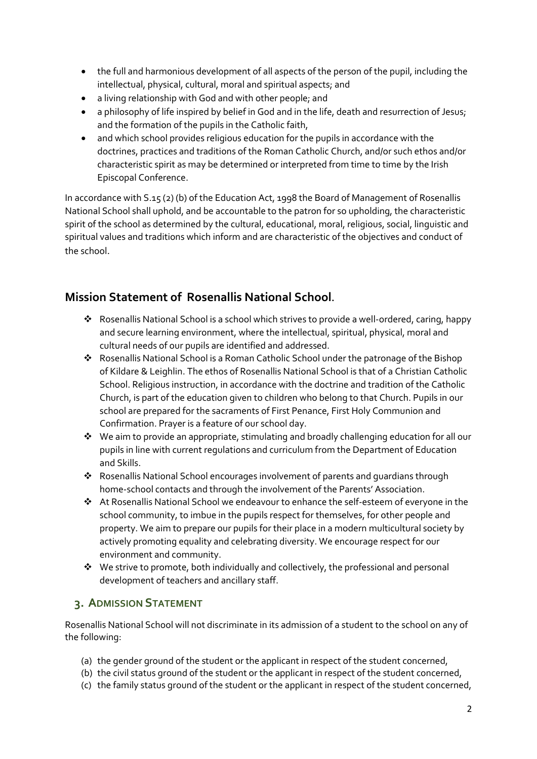- the full and harmonious development of all aspects of the person of the pupil, including the intellectual, physical, cultural, moral and spiritual aspects; and
- a living relationship with God and with other people; and
- a philosophy of life inspired by belief in God and in the life, death and resurrection of Jesus; and the formation of the pupils in the Catholic faith,
- and which school provides religious education for the pupils in accordance with the doctrines, practices and traditions of the Roman Catholic Church, and/or such ethos and/or characteristic spirit as may be determined or interpreted from time to time by the Irish Episcopal Conference.

In accordance with S.15 (2) (b) of the Education Act, 1998 the Board of Management of Rosenallis National School shall uphold, and be accountable to the patron for so upholding, the characteristic spirit of the school as determined by the cultural, educational, moral, religious, social, linguistic and spiritual values and traditions which inform and are characteristic of the objectives and conduct of the school.

## Mission Statement of Rosenallis National School.

- Rosenallis National School is a school which strives to provide a well-ordered, caring, happy and secure learning environment, where the intellectual, spiritual, physical, moral and cultural needs of our pupils are identified and addressed.
- Rosenallis National School is a Roman Catholic School under the patronage of the Bishop of Kildare & Leighlin. The ethos of Rosenallis National School is that of a Christian Catholic School. Religious instruction, in accordance with the doctrine and tradition of the Catholic Church, is part of the education given to children who belong to that Church. Pupils in our school are prepared for the sacraments of First Penance, First Holy Communion and Confirmation. Prayer is a feature of our school day.
- We aim to provide an appropriate, stimulating and broadly challenging education for all our pupils in line with current regulations and curriculum from the Department of Education and Skills.
- Rosenallis National School encourages involvement of parents and guardians through home-school contacts and through the involvement of the Parents' Association.
- At Rosenallis National School we endeavour to enhance the self-esteem of everyone in the school community, to imbue in the pupils respect for themselves, for other people and property. We aim to prepare our pupils for their place in a modern multicultural society by actively promoting equality and celebrating diversity. We encourage respect for our environment and community.
- We strive to promote, both individually and collectively, the professional and personal development of teachers and ancillary staff.

## 3. ADMISSION STATEMENT

Rosenallis National School will not discriminate in its admission of a student to the school on any of the following:

(a) the gender ground of the student or the applicant in respect of the student concerned,
(b) the civil status ground of the student or the applicant in respect of the student concerned,
(c) the family status ground of the student or the applicant in respect of the student concerned,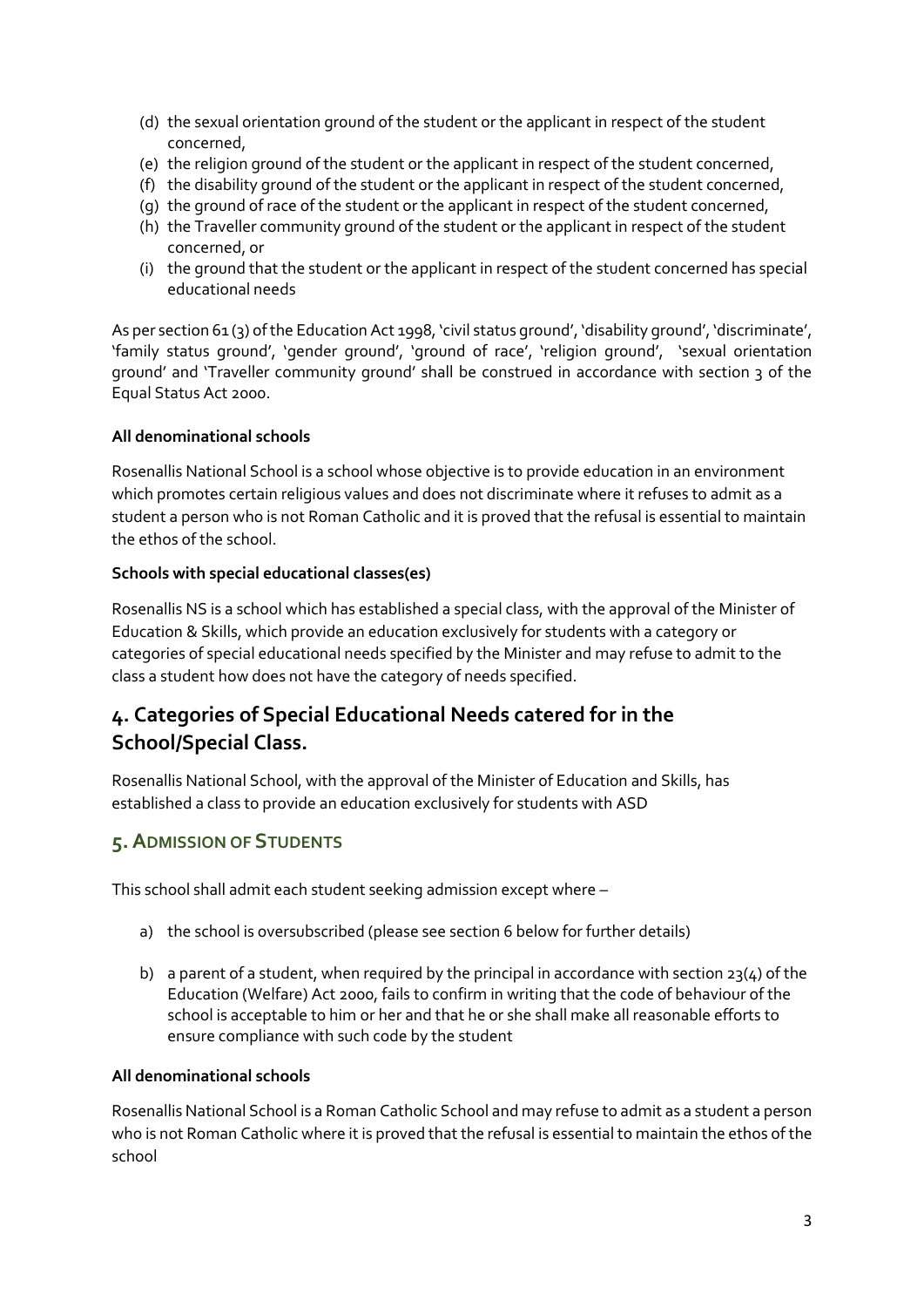(d) the sexual orientation ground of the student or the applicant in respect of the student concerned,
(e) the religion ground of the student or the applicant in respect of the student concerned,
(f) the disability ground of the student or the applicant in respect of the student concerned,
(g) the ground of race of the student or the applicant in respect of the student concerned,
(h) the Traveller community ground of the student or the applicant in respect of the student concerned, or
(i) the ground that the student or the applicant in respect of the student concerned has special educational needs

As per section 61 (3) of the Education Act 1998, 'civil status ground', 'disability ground', 'discriminate', 'family status ground', 'gender ground', 'ground of race', 'religion ground', 'sexual orientation ground' and 'Traveller community ground' shall be construed in accordance with section 3 of the Equal Status Act 2000.

**All denominational schools**

Rosenallis National School is a school whose objective is to provide education in an environment which promotes certain religious values and does not discriminate where it refuses to admit as a student a person who is not Roman Catholic and it is proved that the refusal is essential to maintain the ethos of the school.

**Schools with special educational classes(es)**

Rosenallis NS is a school which has established a special class, with the approval of the Minister of Education & Skills, which provide an education exclusively for students with a category or categories of special educational needs specified by the Minister and may refuse to admit to the class a student how does not have the category of needs specified.

## 4. Categories of Special Educational Needs catered for in the School/Special Class.

Rosenallis National School, with the approval of the Minister of Education and Skills, has established a class to provide an education exclusively for students with ASD

## 5. Admission of Students

This school shall admit each student seeking admission except where –

a) the school is oversubscribed (please see section 6 below for further details)

b) a parent of a student, when required by the principal in accordance with section 23(4) of the Education (Welfare) Act 2000, fails to confirm in writing that the code of behaviour of the school is acceptable to him or her and that he or she shall make all reasonable efforts to ensure compliance with such code by the student

**All denominational schools**

Rosenallis National School is a Roman Catholic School and may refuse to admit as a student a person who is not Roman Catholic where it is proved that the refusal is essential to maintain the ethos of the school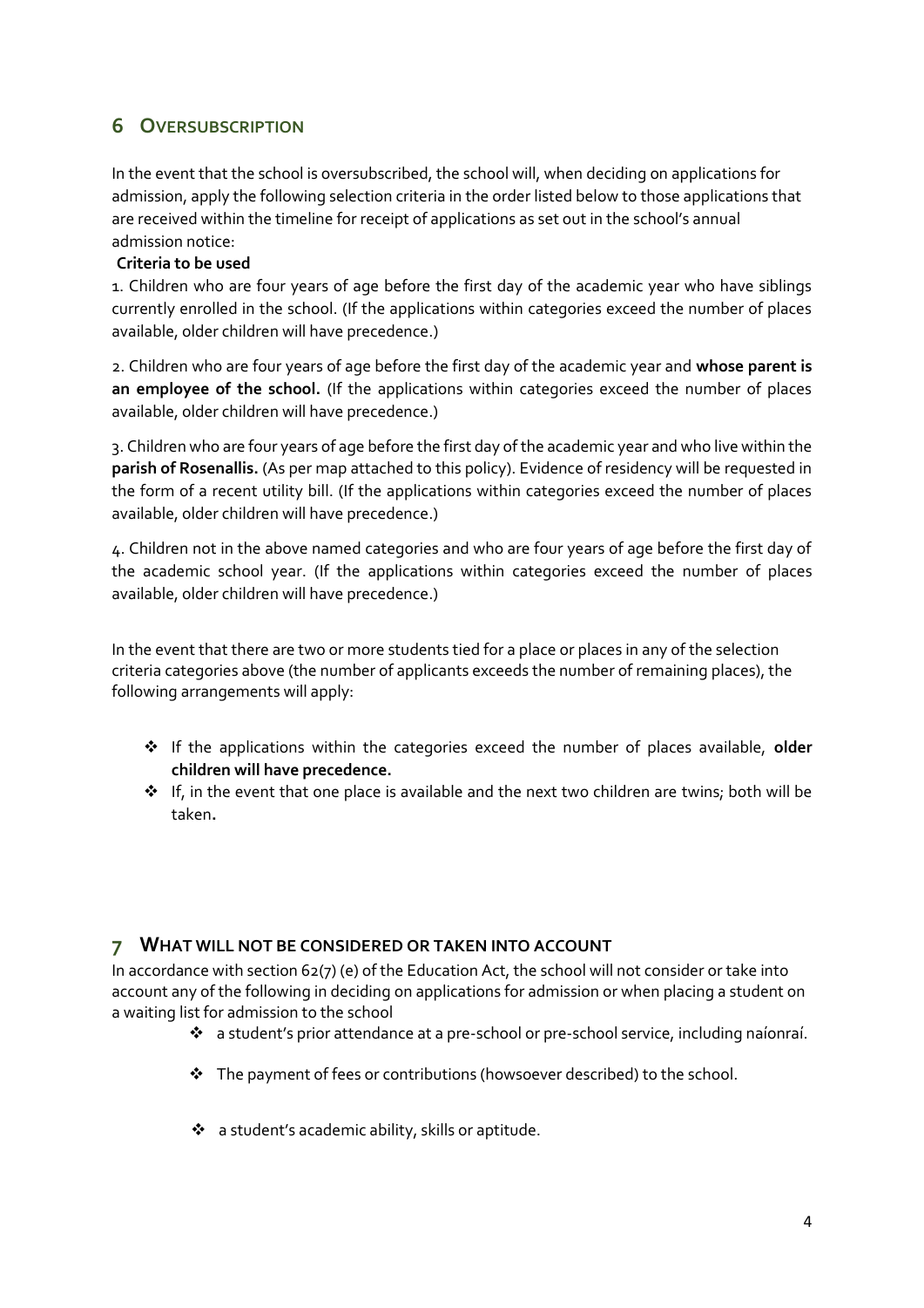## 6 OVERSUBSCRIPTION

In the event that the school is oversubscribed, the school will, when deciding on applications for admission, apply the following selection criteria in the order listed below to those applications that are received within the timeline for receipt of applications as set out in the school's annual admission notice:

**Criteria to be used**

1. Children who are four years of age before the first day of the academic year who have siblings currently enrolled in the school. (If the applications within categories exceed the number of places available, older children will have precedence.)

2. Children who are four years of age before the first day of the academic year and **whose parent is an employee of the school.** (If the applications within categories exceed the number of places available, older children will have precedence.)

3. Children who are four years of age before the first day of the academic year and who live within the **parish of Rosenallis.** (As per map attached to this policy). Evidence of residency will be requested in the form of a recent utility bill. (If the applications within categories exceed the number of places available, older children will have precedence.)

4. Children not in the above named categories and who are four years of age before the first day of the academic school year. (If the applications within categories exceed the number of places available, older children will have precedence.)

In the event that there are two or more students tied for a place or places in any of the selection criteria categories above (the number of applicants exceeds the number of remaining places), the following arrangements will apply:

- If the applications within the categories exceed the number of places available, **older children will have precedence.**
- If, in the event that one place is available and the next two children are twins; both will be taken**.**

## 7 WHAT WILL NOT BE CONSIDERED OR TAKEN INTO ACCOUNT

In accordance with section 62(7) (e) of the Education Act, the school will not consider or take into account any of the following in deciding on applications for admission or when placing a student on a waiting list for admission to the school

- a student's prior attendance at a pre-school or pre-school service, including naíonraí.
- The payment of fees or contributions (howsoever described) to the school.
- a student's academic ability, skills or aptitude.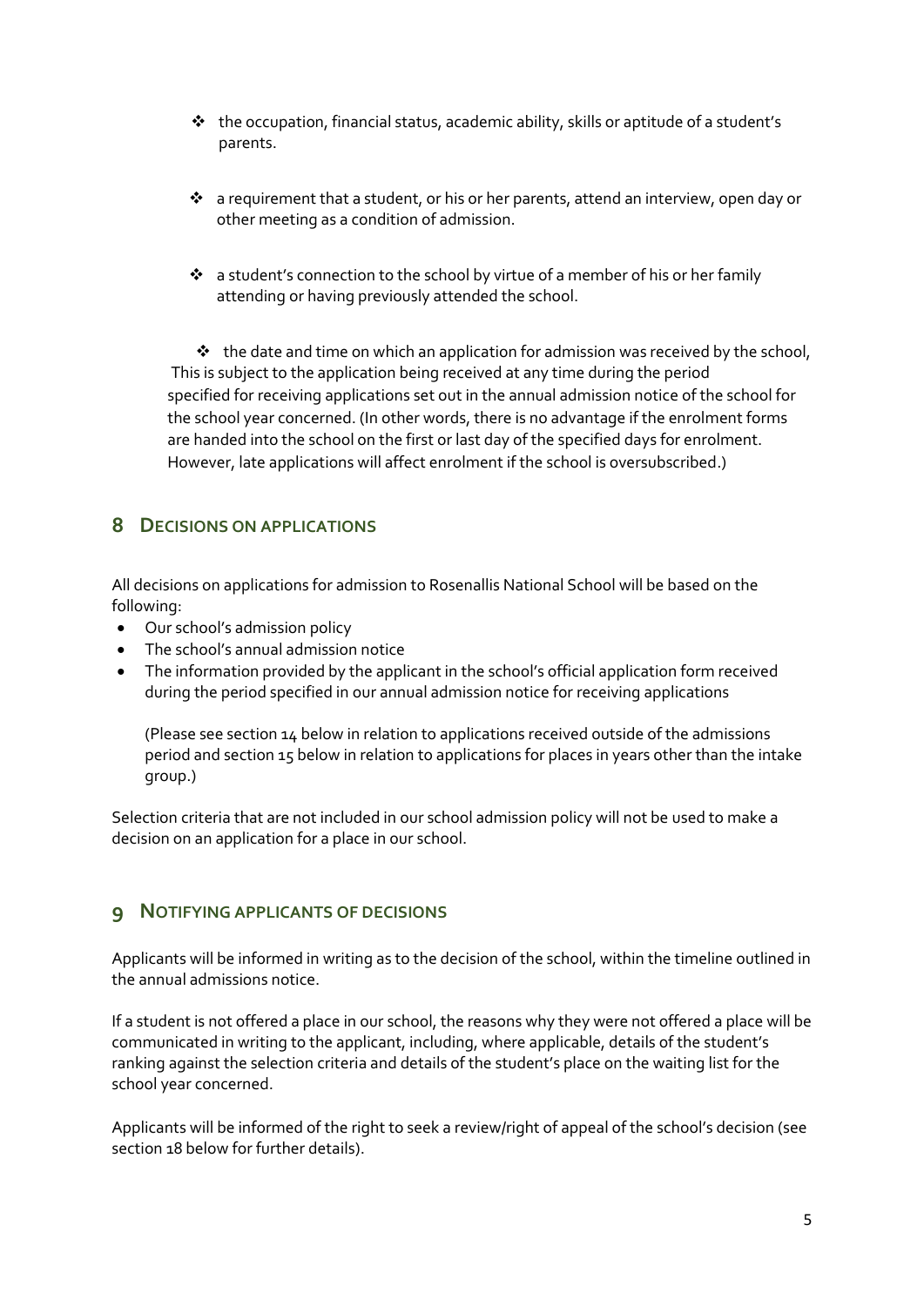- the occupation, financial status, academic ability, skills or aptitude of a student's parents.

- a requirement that a student, or his or her parents, attend an interview, open day or other meeting as a condition of admission.

- a student's connection to the school by virtue of a member of his or her family attending or having previously attended the school.

- the date and time on which an application for admission was received by the school, This is subject to the application being received at any time during the period specified for receiving applications set out in the annual admission notice of the school for the school year concerned. (In other words, there is no advantage if the enrolment forms are handed into the school on the first or last day of the specified days for enrolment. However, late applications will affect enrolment if the school is oversubscribed.)

## 8 Decisions on applications

All decisions on applications for admission to Rosenallis National School will be based on the following:

- Our school's admission policy
- The school's annual admission notice
- The information provided by the applicant in the school's official application form received during the period specified in our annual admission notice for receiving applications

  (Please see section 14 below in relation to applications received outside of the admissions period and section 15 below in relation to applications for places in years other than the intake group.)

Selection criteria that are not included in our school admission policy will not be used to make a decision on an application for a place in our school.

## 9 Notifying applicants of decisions

Applicants will be informed in writing as to the decision of the school, within the timeline outlined in the annual admissions notice.

If a student is not offered a place in our school, the reasons why they were not offered a place will be communicated in writing to the applicant, including, where applicable, details of the student's ranking against the selection criteria and details of the student's place on the waiting list for the school year concerned.

Applicants will be informed of the right to seek a review/right of appeal of the school's decision (see section 18 below for further details).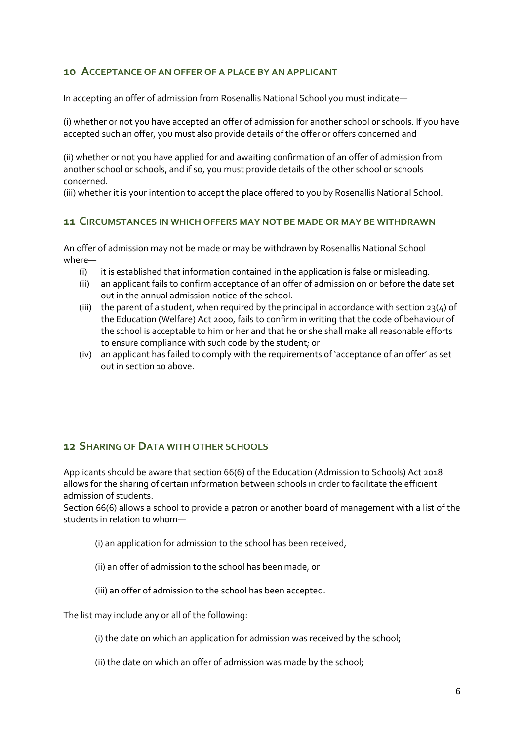## 10 Acceptance of an offer of a place by an applicant

In accepting an offer of admission from Rosenallis National School you must indicate—

(i) whether or not you have accepted an offer of admission for another school or schools. If you have accepted such an offer, you must also provide details of the offer or offers concerned and

(ii) whether or not you have applied for and awaiting confirmation of an offer of admission from another school or schools, and if so, you must provide details of the other school or schools concerned.

(iii) whether it is your intention to accept the place offered to you by Rosenallis National School.

## 11 Circumstances in which offers may not be made or may be withdrawn

An offer of admission may not be made or may be withdrawn by Rosenallis National School where—

(i) it is established that information contained in the application is false or misleading.

(ii) an applicant fails to confirm acceptance of an offer of admission on or before the date set out in the annual admission notice of the school.

(iii) the parent of a student, when required by the principal in accordance with section 23(4) of the Education (Welfare) Act 2000, fails to confirm in writing that the code of behaviour of the school is acceptable to him or her and that he or she shall make all reasonable efforts to ensure compliance with such code by the student; or

(iv) an applicant has failed to comply with the requirements of 'acceptance of an offer' as set out in section 10 above.

## 12 Sharing of Data with other schools

Applicants should be aware that section 66(6) of the Education (Admission to Schools) Act 2018 allows for the sharing of certain information between schools in order to facilitate the efficient admission of students.

Section 66(6) allows a school to provide a patron or another board of management with a list of the students in relation to whom—

(i) an application for admission to the school has been received,

(ii) an offer of admission to the school has been made, or

(iii) an offer of admission to the school has been accepted.

The list may include any or all of the following:

(i) the date on which an application for admission was received by the school;

(ii) the date on which an offer of admission was made by the school;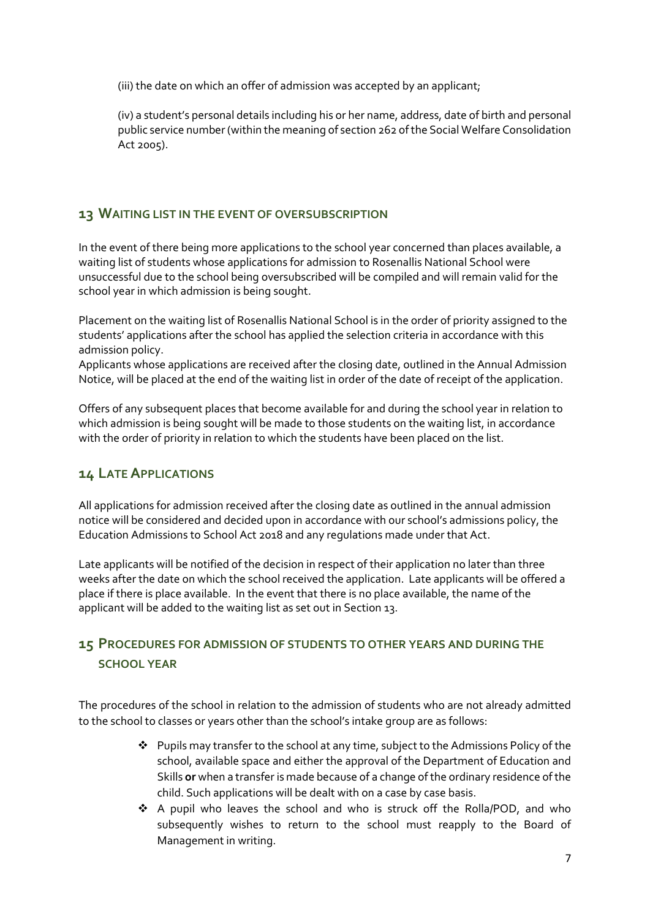(iii) the date on which an offer of admission was accepted by an applicant;

(iv) a student's personal details including his or her name, address, date of birth and personal public service number (within the meaning of section 262 of the Social Welfare Consolidation Act 2005).

## 13 Waiting list in the event of oversubscription

In the event of there being more applications to the school year concerned than places available, a waiting list of students whose applications for admission to Rosenallis National School were unsuccessful due to the school being oversubscribed will be compiled and will remain valid for the school year in which admission is being sought.

Placement on the waiting list of Rosenallis National School is in the order of priority assigned to the students' applications after the school has applied the selection criteria in accordance with this admission policy.

Applicants whose applications are received after the closing date, outlined in the Annual Admission Notice, will be placed at the end of the waiting list in order of the date of receipt of the application.

Offers of any subsequent places that become available for and during the school year in relation to which admission is being sought will be made to those students on the waiting list, in accordance with the order of priority in relation to which the students have been placed on the list.

## 14 Late Applications

All applications for admission received after the closing date as outlined in the annual admission notice will be considered and decided upon in accordance with our school's admissions policy, the Education Admissions to School Act 2018 and any regulations made under that Act.

Late applicants will be notified of the decision in respect of their application no later than three weeks after the date on which the school received the application. Late applicants will be offered a place if there is place available. In the event that there is no place available, the name of the applicant will be added to the waiting list as set out in Section 13.

## 15 Procedures for admission of students to other years and during the school year

The procedures of the school in relation to the admission of students who are not already admitted to the school to classes or years other than the school's intake group are as follows:

- Pupils may transfer to the school at any time, subject to the Admissions Policy of the school, available space and either the approval of the Department of Education and Skills **or** when a transfer is made because of a change of the ordinary residence of the child. Such applications will be dealt with on a case by case basis.
- A pupil who leaves the school and who is struck off the Rolla/POD, and who subsequently wishes to return to the school must reapply to the Board of Management in writing.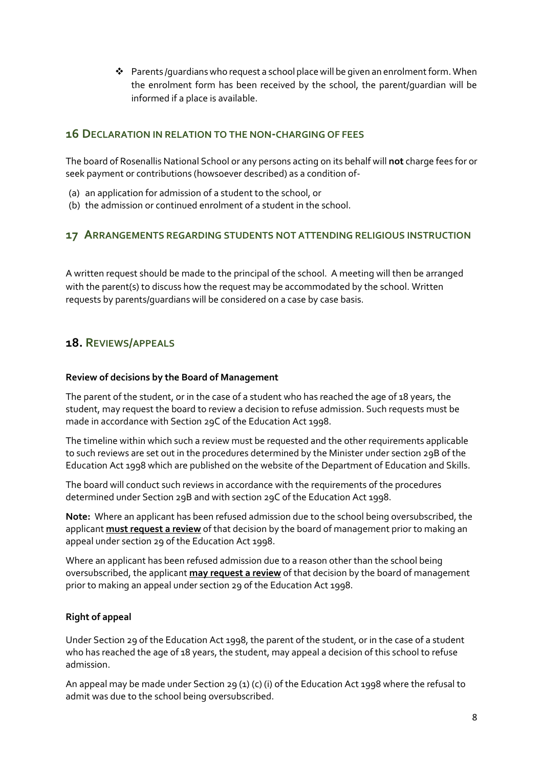- Parents/guardians who request a school place will be given an enrolment form. When the enrolment form has been received by the school, the parent/guardian will be informed if a place is available.

## 16 Declaration in relation to the non-charging of fees

The board of Rosenallis National School or any persons acting on its behalf will **not** charge fees for or seek payment or contributions (howsoever described) as a condition of-

(a) an application for admission of a student to the school, or
(b) the admission or continued enrolment of a student in the school.

## 17 Arrangements regarding students not attending religious instruction

A written request should be made to the principal of the school. A meeting will then be arranged with the parent(s) to discuss how the request may be accommodated by the school. Written requests by parents/guardians will be considered on a case by case basis.

## 18. Reviews/appeals

**Review of decisions by the Board of Management**

The parent of the student, or in the case of a student who has reached the age of 18 years, the student, may request the board to review a decision to refuse admission. Such requests must be made in accordance with Section 29C of the Education Act 1998.

The timeline within which such a review must be requested and the other requirements applicable to such reviews are set out in the procedures determined by the Minister under section 29B of the Education Act 1998 which are published on the website of the Department of Education and Skills.

The board will conduct such reviews in accordance with the requirements of the procedures determined under Section 29B and with section 29C of the Education Act 1998.

**Note:** Where an applicant has been refused admission due to the school being oversubscribed, the applicant **<u>must request a review</u>** of that decision by the board of management prior to making an appeal under section 29 of the Education Act 1998.

Where an applicant has been refused admission due to a reason other than the school being oversubscribed, the applicant **<u>may request a review</u>** of that decision by the board of management prior to making an appeal under section 29 of the Education Act 1998.

**Right of appeal**

Under Section 29 of the Education Act 1998, the parent of the student, or in the case of a student who has reached the age of 18 years, the student, may appeal a decision of this school to refuse admission.

An appeal may be made under Section 29 (1) (c) (i) of the Education Act 1998 where the refusal to admit was due to the school being oversubscribed.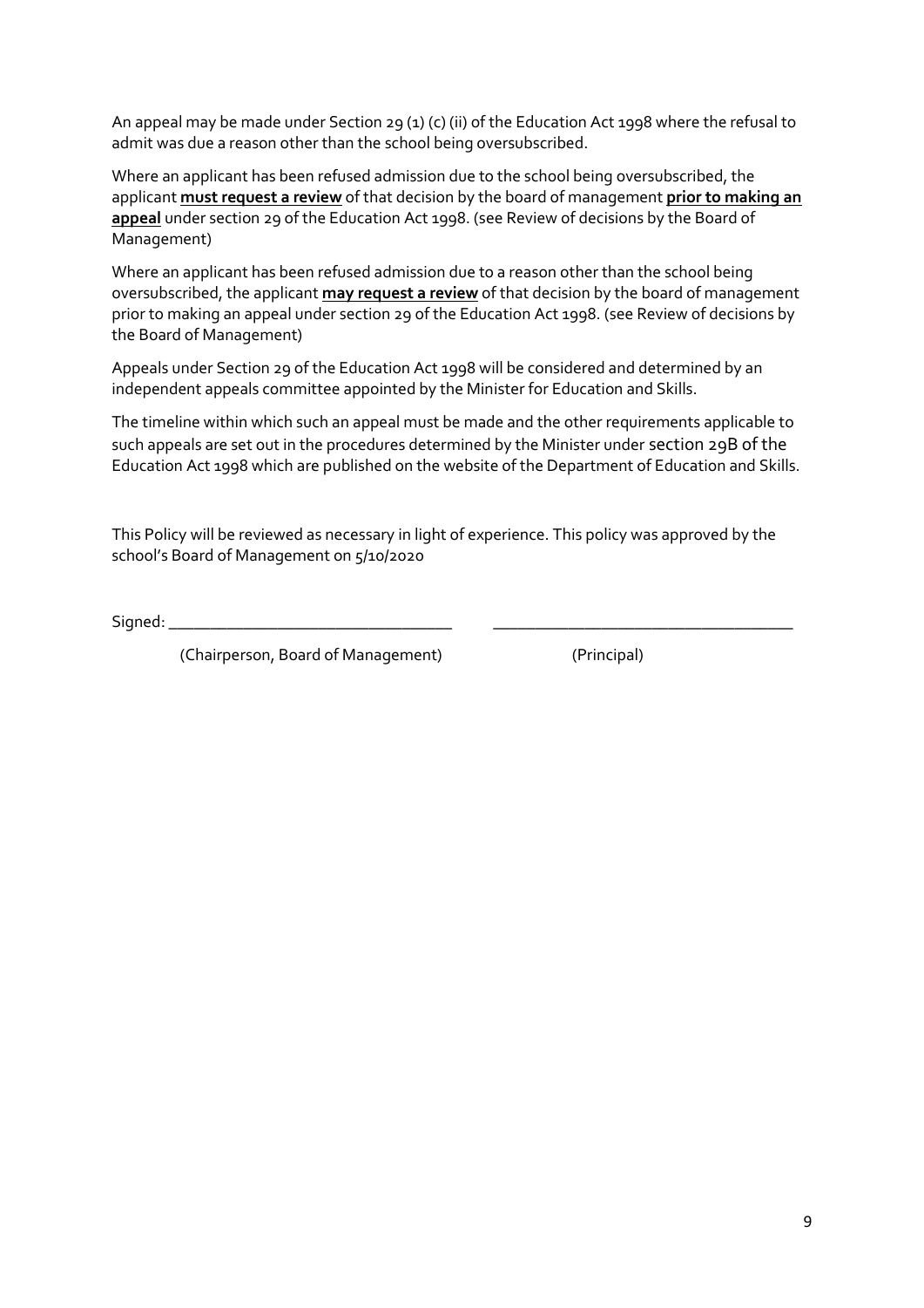An appeal may be made under Section 29 (1) (c) (ii) of the Education Act 1998 where the refusal to admit was due a reason other than the school being oversubscribed.

Where an applicant has been refused admission due to the school being oversubscribed, the applicant **must request a review** of that decision by the board of management **prior to making an appeal** under section 29 of the Education Act 1998. (see Review of decisions by the Board of Management)

Where an applicant has been refused admission due to a reason other than the school being oversubscribed, the applicant **may request a review** of that decision by the board of management prior to making an appeal under section 29 of the Education Act 1998. (see Review of decisions by the Board of Management)

Appeals under Section 29 of the Education Act 1998 will be considered and determined by an independent appeals committee appointed by the Minister for Education and Skills.

The timeline within which such an appeal must be made and the other requirements applicable to such appeals are set out in the procedures determined by the Minister under section 29B of the Education Act 1998 which are published on the website of the Department of Education and Skills.

This Policy will be reviewed as necessary in light of experience. This policy was approved by the school's Board of Management on 5/10/2020

Signed: ________________________________ ________________________________

(Chairperson, Board of Management) (Principal)